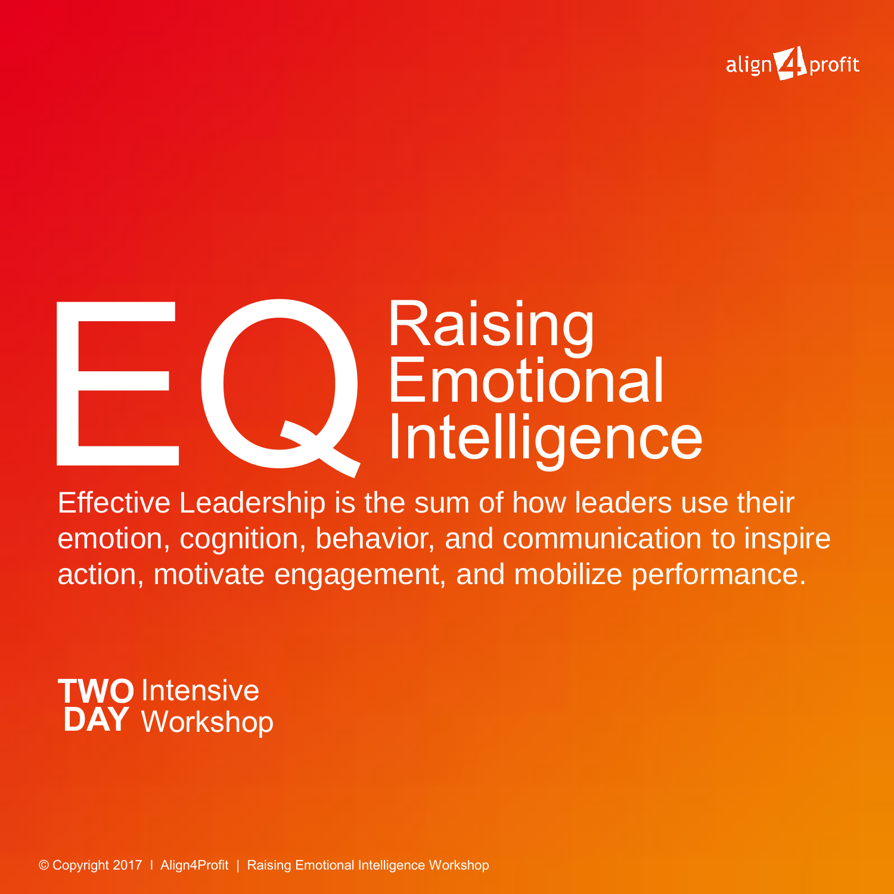align4profit

# EQ Raising Emotional Intelligence

Effective Leadership is the sum of how leaders use their emotion, cognition, behavior, and communication to inspire action, motivate engagement, and mobilize performance.

**TWO DAY** Intensive Workshop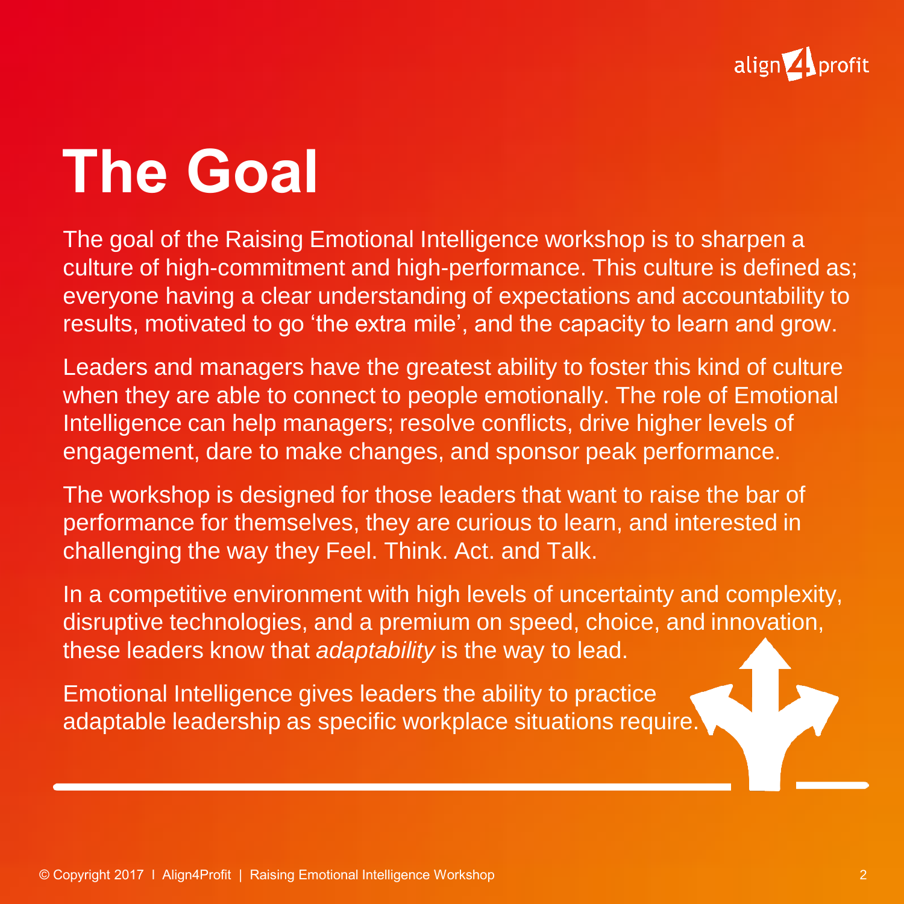# The Goal

The goal of the Raising Emotional Intelligence workshop is to sharpen a culture of high-commitment and high-performance. This culture is defined as; everyone having a clear understanding of expectations and accountability to results, motivated to go 'the extra mile', and the capacity to learn and grow.

Leaders and managers have the greatest ability to foster this kind of culture when they are able to connect to people emotionally. The role of Emotional Intelligence can help managers; resolve conflicts, drive higher levels of engagement, dare to make changes, and sponsor peak performance.

The workshop is designed for those leaders that want to raise the bar of performance for themselves, they are curious to learn, and interested in challenging the way they Feel. Think. Act. and Talk.

In a competitive environment with high levels of uncertainty and complexity, disruptive technologies, and a premium on speed, choice, and innovation, these leaders know that *adaptability* is the way to lead.

Emotional Intelligence gives leaders the ability to practice adaptable leadership as specific workplace situations require.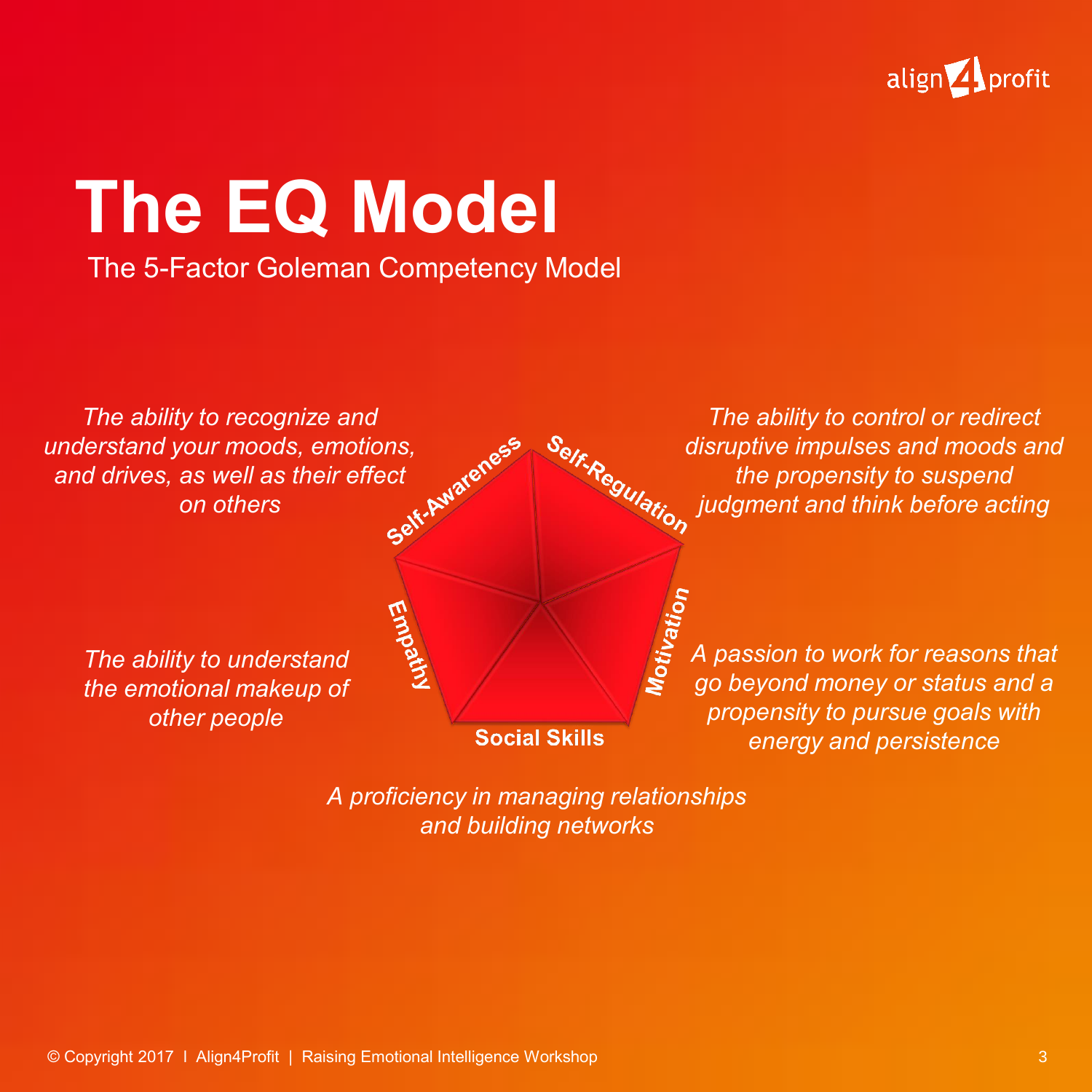# The EQ Model

The 5-Factor Goleman Competency Model

**Self-Awareness**

*The ability to recognize and understand your moods, emotions, and drives, as well as their effect on others*

**Self-Regulation**

*The ability to control or redirect disruptive impulses and moods and the propensity to suspend judgment and think before acting*

**Motivation**

*A passion to work for reasons that go beyond money or status and a propensity to pursue goals with energy and persistence*

**Social Skills**

*A proficiency in managing relationships and building networks*

**Empathy**

*The ability to understand the emotional makeup of other people*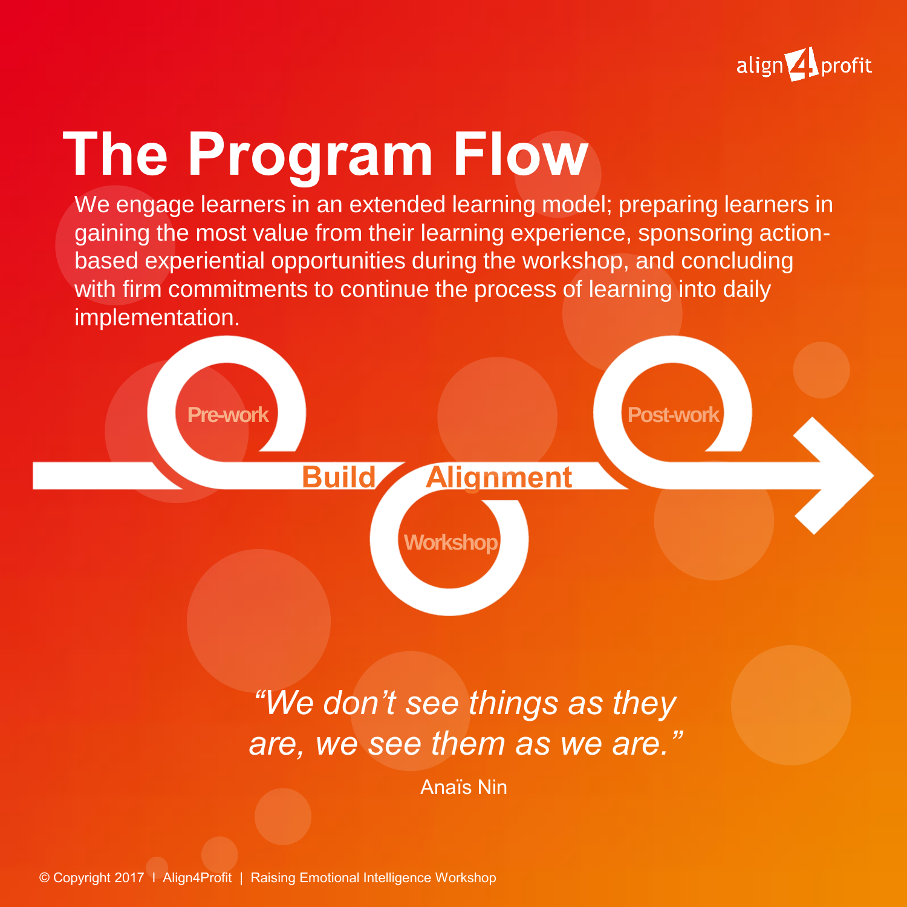# The Program Flow

We engage learners in an extended learning model; preparing learners in gaining the most value from their learning experience, sponsoring action-based experiential opportunities during the workshop, and concluding with firm commitments to continue the process of learning into daily implementation.

Pre-work

Build Alignment

Workshop

Post-work

*"We don't see things as they are, we see them as we are."*

Anaïs Nin

© Copyright 2017 | Align4Profit | Raising Emotional Intelligence Workshop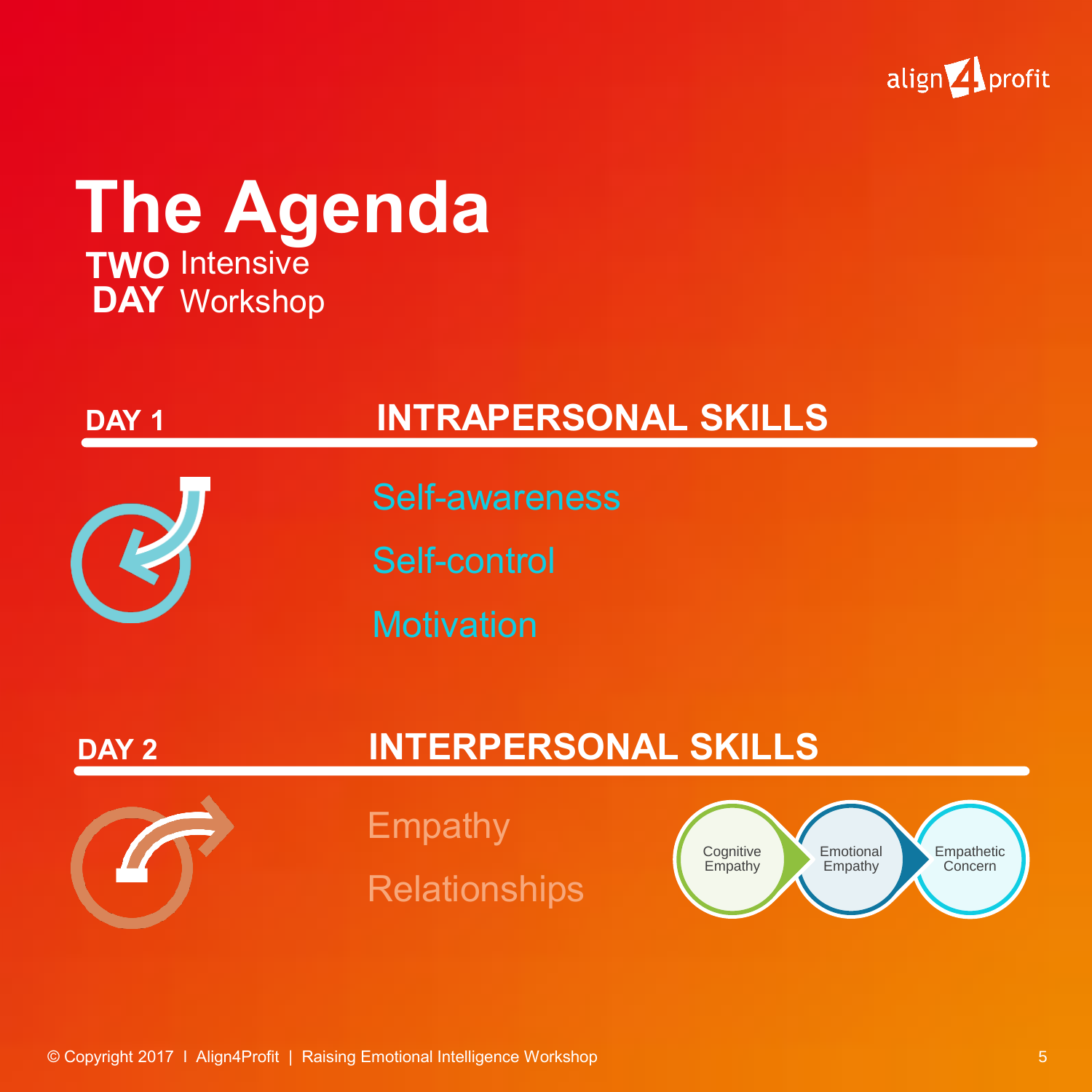# The Agenda

**TWO** Intensive
**DAY** Workshop

## DAY 1 — INTRAPERSONAL SKILLS

- Self-awareness
- Self-control
- Motivation

## DAY 2 — INTERPERSONAL SKILLS

- Empathy
- Relationships

Cognitive Empathy → Emotional Empathy → Empathetic Concern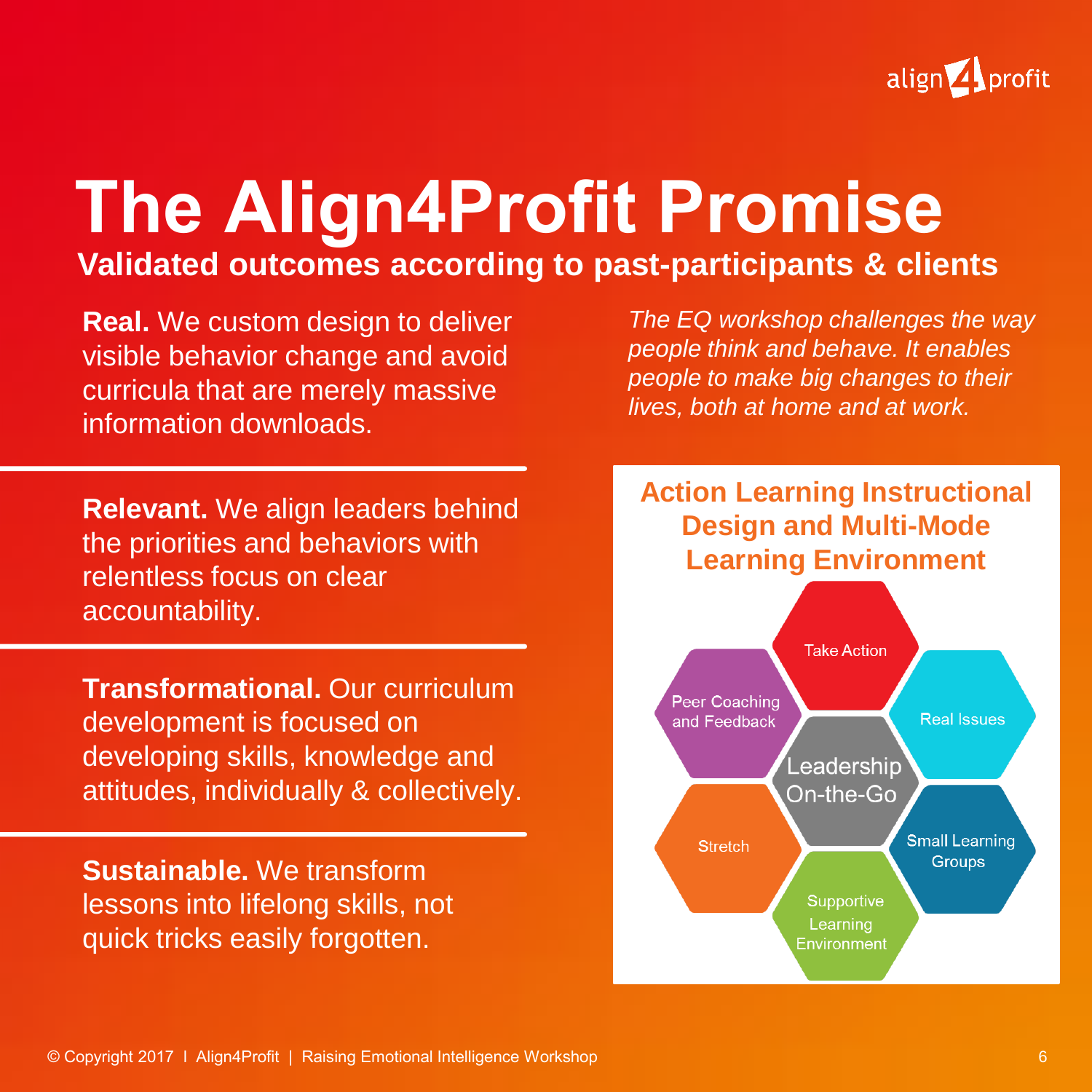# The Align4Profit Promise

## Validated outcomes according to past-participants & clients

**Real.** We custom design to deliver visible behavior change and avoid curricula that are merely massive information downloads.

**Relevant.** We align leaders behind the priorities and behaviors with relentless focus on clear accountability.

**Transformational.** Our curriculum development is focused on developing skills, knowledge and attitudes, individually & collectively.

**Sustainable.** We transform lessons into lifelong skills, not quick tricks easily forgotten.

*The EQ workshop challenges the way people think and behave. It enables people to make big changes to their lives, both at home and at work.*

### Action Learning Instructional Design and Multi-Mode Learning Environment

- Leadership On-the-Go
- Take Action
- Real Issues
- Small Learning Groups
- Supportive Learning Environment
- Stretch
- Peer Coaching and Feedback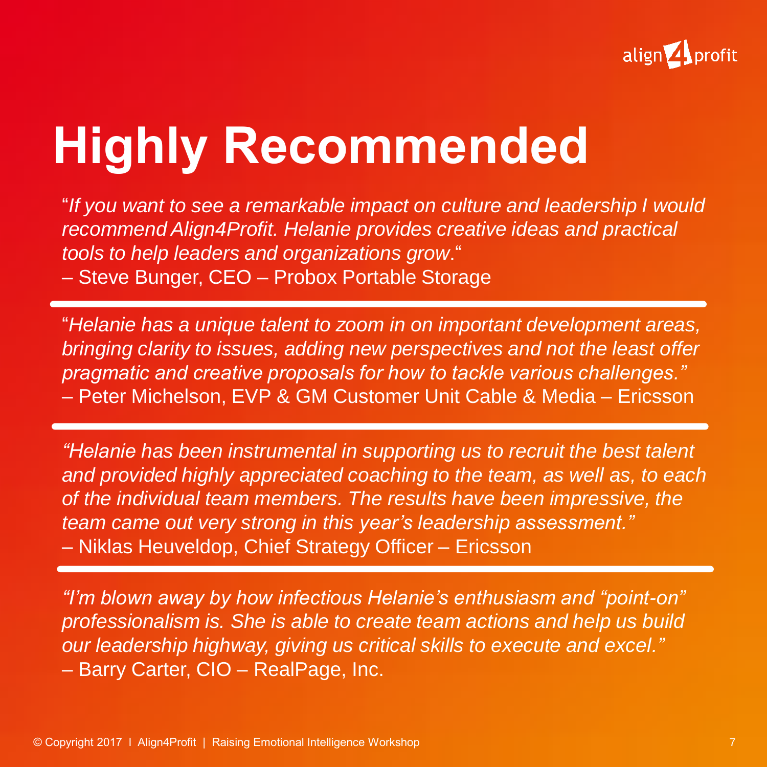# Highly Recommended

"*If you want to see a remarkable impact on culture and leadership I would recommend Align4Profit. Helanie provides creative ideas and practical tools to help leaders and organizations grow*."
– Steve Bunger, CEO – Probox Portable Storage

---

"*Helanie has a unique talent to zoom in on important development areas, bringing clarity to issues, adding new perspectives and not the least offer pragmatic and creative proposals for how to tackle various challenges."*
– Peter Michelson, EVP & GM Customer Unit Cable & Media – Ericsson

---

*"Helanie has been instrumental in supporting us to recruit the best talent and provided highly appreciated coaching to the team, as well as, to each of the individual team members. The results have been impressive, the team came out very strong in this year's leadership assessment."*
– Niklas Heuveldop, Chief Strategy Officer – Ericsson

---

*"I'm blown away by how infectious Helanie's enthusiasm and "point-on" professionalism is. She is able to create team actions and help us build our leadership highway, giving us critical skills to execute and excel."*
– Barry Carter, CIO – RealPage, Inc.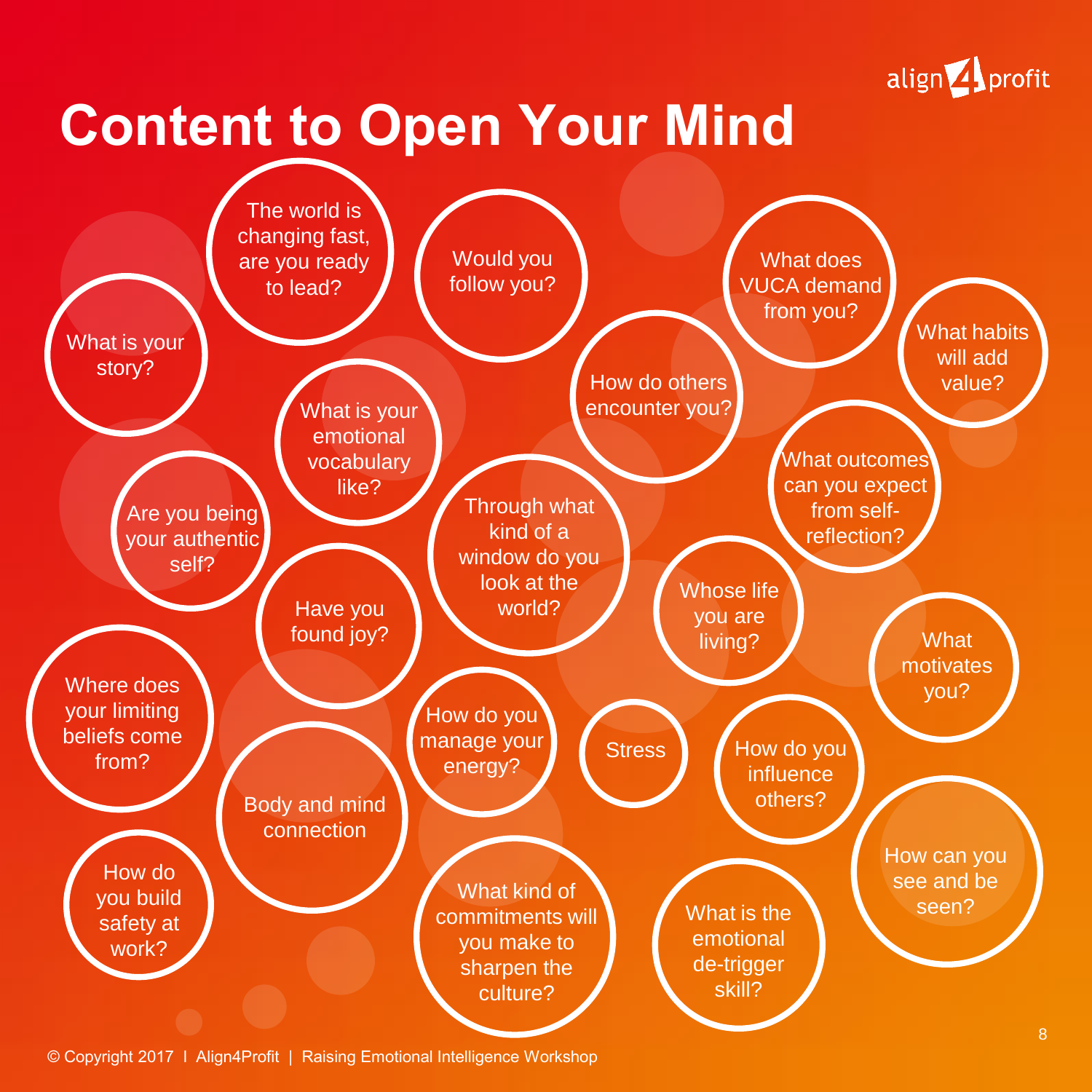# Content to Open Your Mind

- What is your story?
- The world is changing fast, are you ready to lead?
- Would you follow you?
- What does VUCA demand from you?
- What habits will add value?
- What is your emotional vocabulary like?
- How do others encounter you?
- Are you being your authentic self?
- Through what kind of a window do you look at the world?
- What outcomes can you expect from self-reflection?
- Have you found joy?
- Whose life you are living?
- What motivates you?
- Where does your limiting beliefs come from?
- How do you manage your energy?
- Stress
- How do you influence others?
- Body and mind connection
- How do you build safety at work?
- What kind of commitments will you make to sharpen the culture?
- What is the emotional de-trigger skill?
- How can you see and be seen?

© Copyright 2017 I Align4Profit | Raising Emotional Intelligence Workshop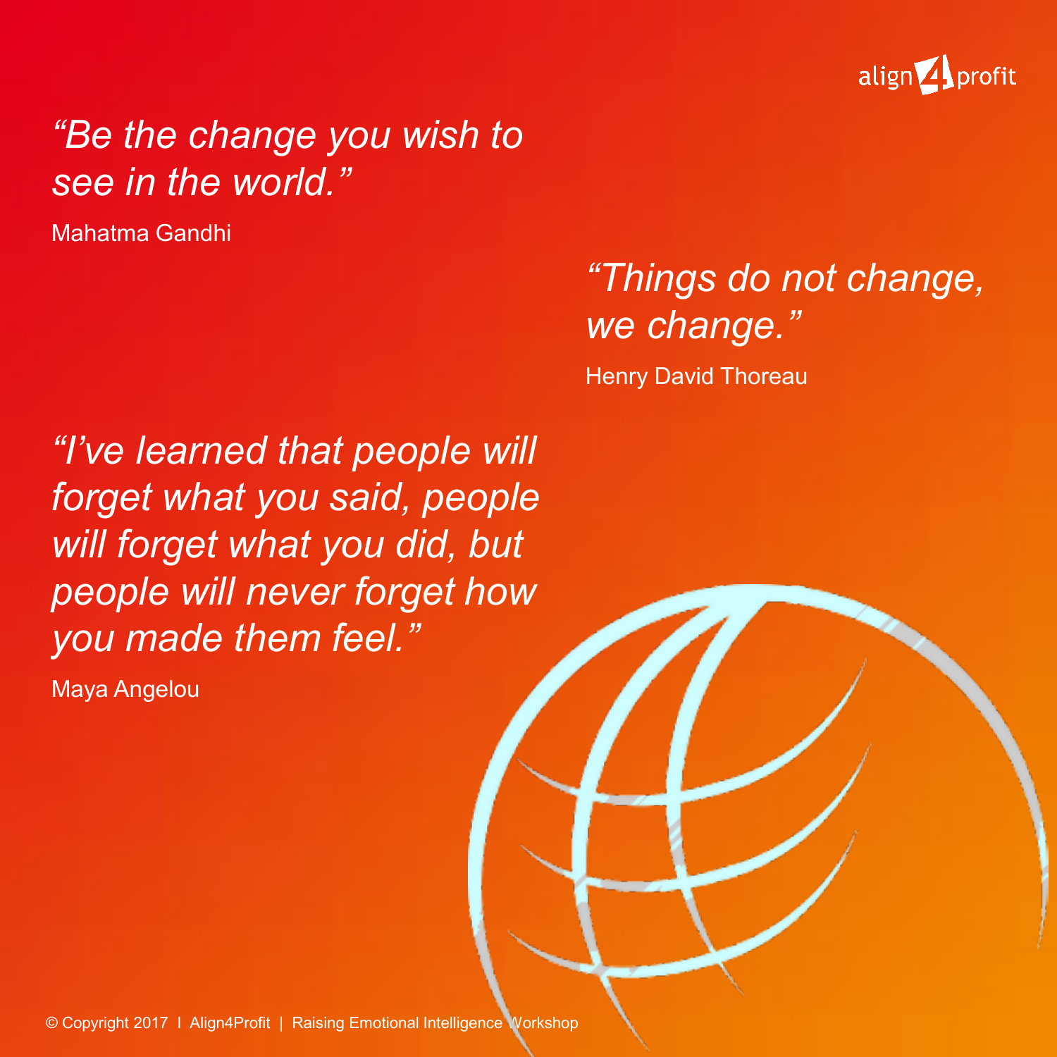*"Be the change you wish to see in the world."*

Mahatma Gandhi

*"Things do not change, we change."*

Henry David Thoreau

*"I've learned that people will forget what you said, people will forget what you did, but people will never forget how you made them feel."*

Maya Angelou